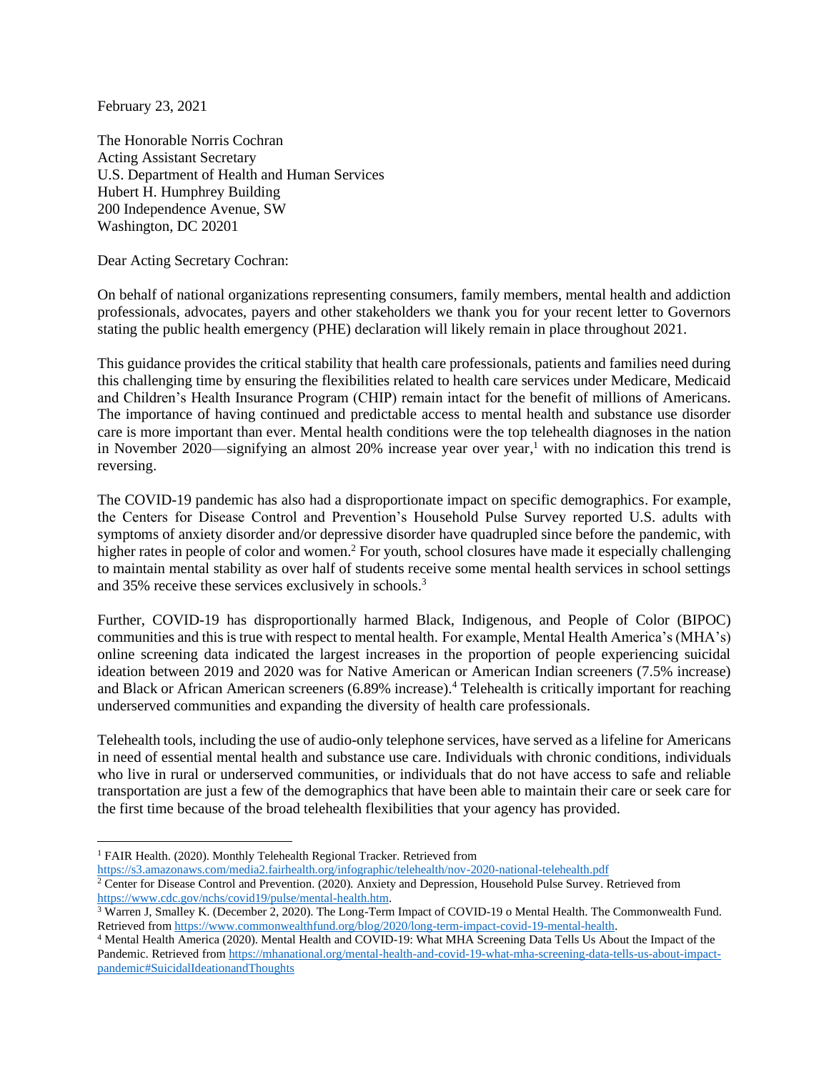February 23, 2021

The Honorable Norris Cochran
Acting Assistant Secretary
U.S. Department of Health and Human Services
Hubert H. Humphrey Building
200 Independence Avenue, SW
Washington, DC 20201

Dear Acting Secretary Cochran:

On behalf of national organizations representing consumers, family members, mental health and addiction professionals, advocates, payers and other stakeholders we thank you for your recent letter to Governors stating the public health emergency (PHE) declaration will likely remain in place throughout 2021.

This guidance provides the critical stability that health care professionals, patients and families need during this challenging time by ensuring the flexibilities related to health care services under Medicare, Medicaid and Children's Health Insurance Program (CHIP) remain intact for the benefit of millions of Americans. The importance of having continued and predictable access to mental health and substance use disorder care is more important than ever. Mental health conditions were the top telehealth diagnoses in the nation in November 2020—signifying an almost 20% increase year over year,[1] with no indication this trend is reversing.

The COVID-19 pandemic has also had a disproportionate impact on specific demographics. For example, the Centers for Disease Control and Prevention's Household Pulse Survey reported U.S. adults with symptoms of anxiety disorder and/or depressive disorder have quadrupled since before the pandemic, with higher rates in people of color and women.[2] For youth, school closures have made it especially challenging to maintain mental stability as over half of students receive some mental health services in school settings and 35% receive these services exclusively in schools.[3]

Further, COVID-19 has disproportionally harmed Black, Indigenous, and People of Color (BIPOC) communities and this is true with respect to mental health. For example, Mental Health America's (MHA's) online screening data indicated the largest increases in the proportion of people experiencing suicidal ideation between 2019 and 2020 was for Native American or American Indian screeners (7.5% increase) and Black or African American screeners (6.89% increase).[4] Telehealth is critically important for reaching underserved communities and expanding the diversity of health care professionals.

Telehealth tools, including the use of audio-only telephone services, have served as a lifeline for Americans in need of essential mental health and substance use care. Individuals with chronic conditions, individuals who live in rural or underserved communities, or individuals that do not have access to safe and reliable transportation are just a few of the demographics that have been able to maintain their care or seek care for the first time because of the broad telehealth flexibilities that your agency has provided.

---

[1] FAIR Health. (2020). Monthly Telehealth Regional Tracker. Retrieved from https://s3.amazonaws.com/media2.fairhealth.org/infographic/telehealth/nov-2020-national-telehealth.pdf

[2] Center for Disease Control and Prevention. (2020). Anxiety and Depression, Household Pulse Survey. Retrieved from https://www.cdc.gov/nchs/covid19/pulse/mental-health.htm.

[3] Warren J, Smalley K. (December 2, 2020). The Long-Term Impact of COVID-19 o Mental Health. The Commonwealth Fund. Retrieved from https://www.commonwealthfund.org/blog/2020/long-term-impact-covid-19-mental-health.

[4] Mental Health America (2020). Mental Health and COVID-19: What MHA Screening Data Tells Us About the Impact of the Pandemic. Retrieved from https://mhanational.org/mental-health-and-covid-19-what-mha-screening-data-tells-us-about-impact-pandemic#SuicidalIdeationandThoughts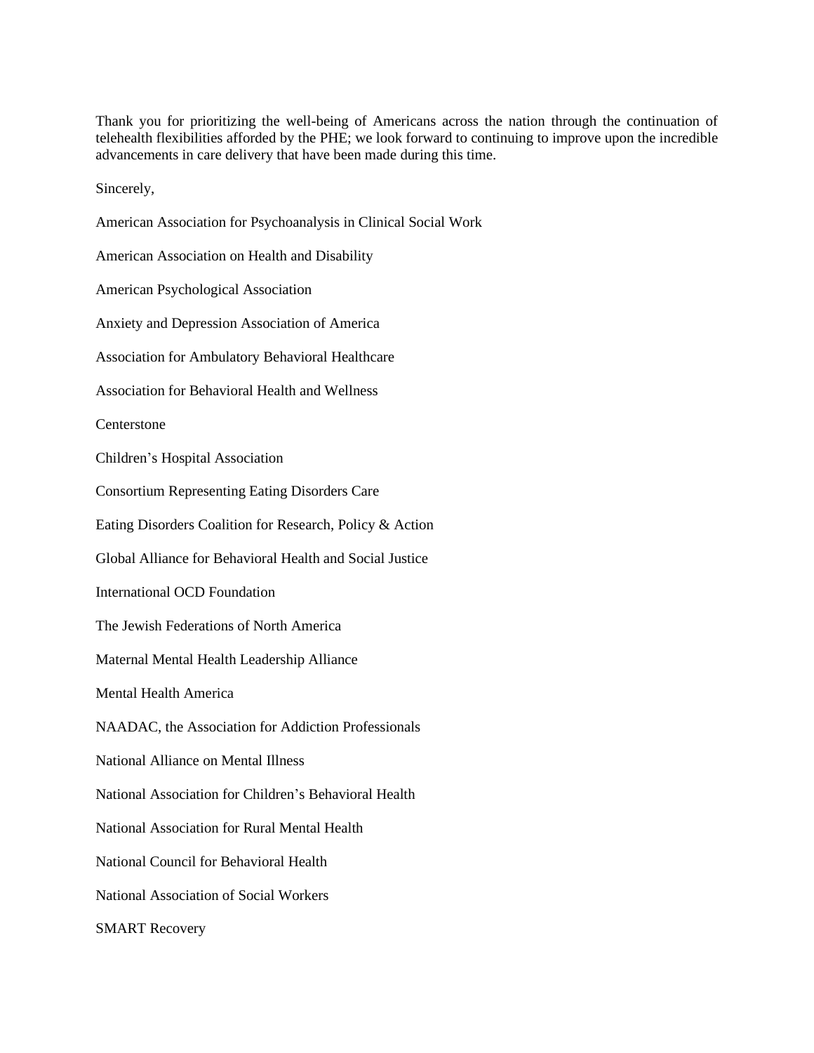Thank you for prioritizing the well-being of Americans across the nation through the continuation of telehealth flexibilities afforded by the PHE; we look forward to continuing to improve upon the incredible advancements in care delivery that have been made during this time.

Sincerely,

American Association for Psychoanalysis in Clinical Social Work

American Association on Health and Disability

American Psychological Association

Anxiety and Depression Association of America

Association for Ambulatory Behavioral Healthcare

Association for Behavioral Health and Wellness

Centerstone

Children's Hospital Association

Consortium Representing Eating Disorders Care

Eating Disorders Coalition for Research, Policy & Action

Global Alliance for Behavioral Health and Social Justice

International OCD Foundation

The Jewish Federations of North America

Maternal Mental Health Leadership Alliance

Mental Health America

NAADAC, the Association for Addiction Professionals

National Alliance on Mental Illness

National Association for Children's Behavioral Health

National Association for Rural Mental Health

National Council for Behavioral Health

National Association of Social Workers

SMART Recovery